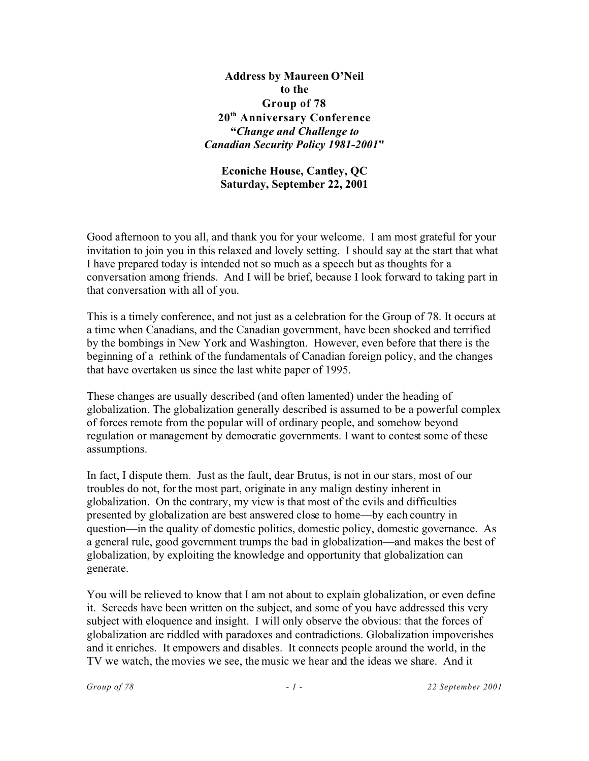**Address by Maureen O'Neil**
**to the**
**Group of 78**
**20th Anniversary Conference**
**"*Change and Challenge to Canadian Security Policy 1981-2001*"**

**Econiche House, Cantley, QC**
**Saturday, September 22, 2001**

Good afternoon to you all, and thank you for your welcome. I am most grateful for your invitation to join you in this relaxed and lovely setting. I should say at the start that what I have prepared today is intended not so much as a speech but as thoughts for a conversation among friends. And I will be brief, because I look forward to taking part in that conversation with all of you.

This is a timely conference, and not just as a celebration for the Group of 78. It occurs at a time when Canadians, and the Canadian government, have been shocked and terrified by the bombings in New York and Washington. However, even before that there is the beginning of a rethink of the fundamentals of Canadian foreign policy, and the changes that have overtaken us since the last white paper of 1995.

These changes are usually described (and often lamented) under the heading of globalization. The globalization generally described is assumed to be a powerful complex of forces remote from the popular will of ordinary people, and somehow beyond regulation or management by democratic governments. I want to contest some of these assumptions.

In fact, I dispute them. Just as the fault, dear Brutus, is not in our stars, most of our troubles do not, for the most part, originate in any malign destiny inherent in globalization. On the contrary, my view is that most of the evils and difficulties presented by globalization are best answered close to home—by each country in question—in the quality of domestic politics, domestic policy, domestic governance. As a general rule, good government trumps the bad in globalization—and makes the best of globalization, by exploiting the knowledge and opportunity that globalization can generate.

You will be relieved to know that I am not about to explain globalization, or even define it. Screeds have been written on the subject, and some of you have addressed this very subject with eloquence and insight. I will only observe the obvious: that the forces of globalization are riddled with paradoxes and contradictions. Globalization impoverishes and it enriches. It empowers and disables. It connects people around the world, in the TV we watch, the movies we see, the music we hear and the ideas we share. And it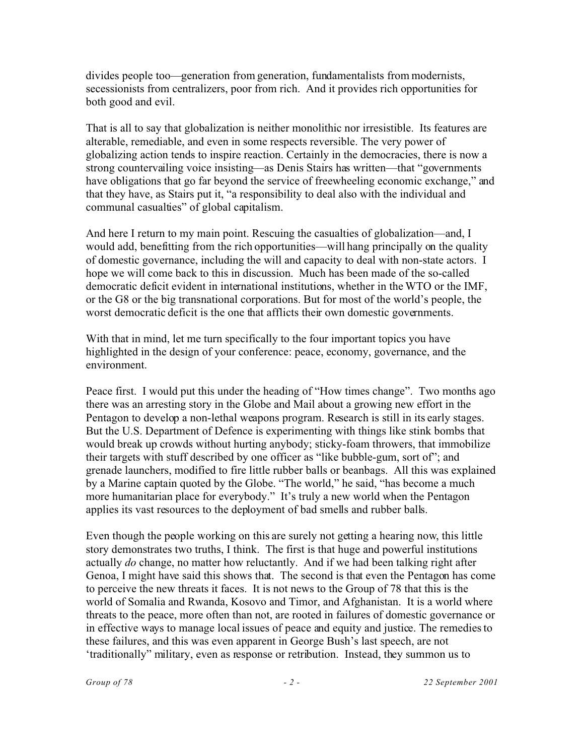divides people too—generation from generation, fundamentalists from modernists, secessionists from centralizers, poor from rich. And it provides rich opportunities for both good and evil.

That is all to say that globalization is neither monolithic nor irresistible. Its features are alterable, remediable, and even in some respects reversible. The very power of globalizing action tends to inspire reaction. Certainly in the democracies, there is now a strong countervailing voice insisting—as Denis Stairs has written—that "governments have obligations that go far beyond the service of freewheeling economic exchange," and that they have, as Stairs put it, "a responsibility to deal also with the individual and communal casualties" of global capitalism.

And here I return to my main point. Rescuing the casualties of globalization—and, I would add, benefitting from the rich opportunities—will hang principally on the quality of domestic governance, including the will and capacity to deal with non-state actors. I hope we will come back to this in discussion. Much has been made of the so-called democratic deficit evident in international institutions, whether in the WTO or the IMF, or the G8 or the big transnational corporations. But for most of the world's people, the worst democratic deficit is the one that afflicts their own domestic governments.

With that in mind, let me turn specifically to the four important topics you have highlighted in the design of your conference: peace, economy, governance, and the environment.

Peace first. I would put this under the heading of "How times change". Two months ago there was an arresting story in the Globe and Mail about a growing new effort in the Pentagon to develop a non-lethal weapons program. Research is still in its early stages. But the U.S. Department of Defence is experimenting with things like stink bombs that would break up crowds without hurting anybody; sticky-foam throwers, that immobilize their targets with stuff described by one officer as "like bubble-gum, sort of"; and grenade launchers, modified to fire little rubber balls or beanbags. All this was explained by a Marine captain quoted by the Globe. "The world," he said, "has become a much more humanitarian place for everybody." It's truly a new world when the Pentagon applies its vast resources to the deployment of bad smells and rubber balls.

Even though the people working on this are surely not getting a hearing now, this little story demonstrates two truths, I think. The first is that huge and powerful institutions actually *do* change, no matter how reluctantly. And if we had been talking right after Genoa, I might have said this shows that. The second is that even the Pentagon has come to perceive the new threats it faces. It is not news to the Group of 78 that this is the world of Somalia and Rwanda, Kosovo and Timor, and Afghanistan. It is a world where threats to the peace, more often than not, are rooted in failures of domestic governance or in effective ways to manage local issues of peace and equity and justice. The remedies to these failures, and this was even apparent in George Bush's last speech, are not 'traditionally" military, even as response or retribution. Instead, they summon us to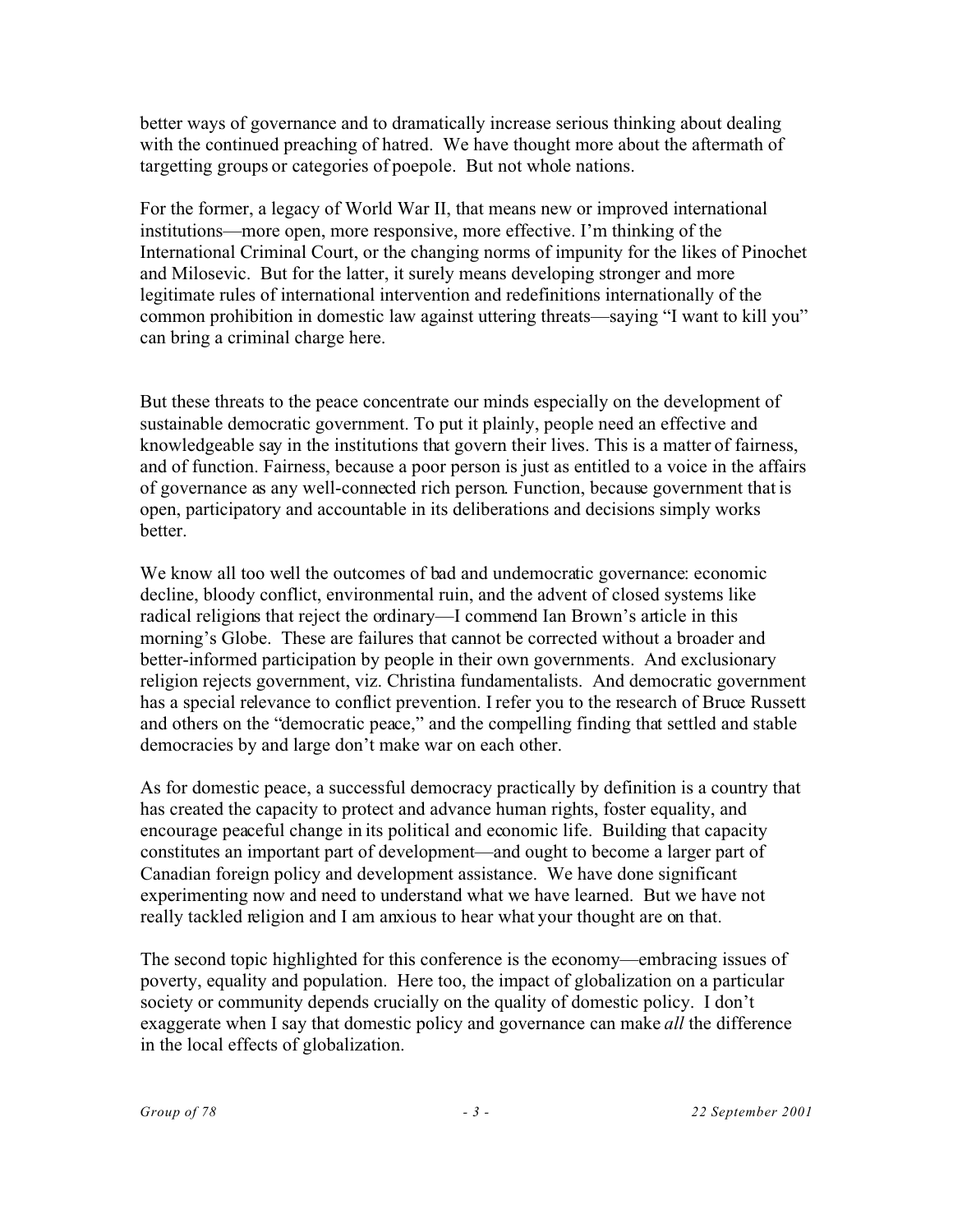better ways of governance and to dramatically increase serious thinking about dealing with the continued preaching of hatred. We have thought more about the aftermath of targetting groups or categories of poepole. But not whole nations.

For the former, a legacy of World War II, that means new or improved international institutions—more open, more responsive, more effective. I'm thinking of the International Criminal Court, or the changing norms of impunity for the likes of Pinochet and Milosevic. But for the latter, it surely means developing stronger and more legitimate rules of international intervention and redefinitions internationally of the common prohibition in domestic law against uttering threats—saying "I want to kill you" can bring a criminal charge here.

But these threats to the peace concentrate our minds especially on the development of sustainable democratic government. To put it plainly, people need an effective and knowledgeable say in the institutions that govern their lives. This is a matter of fairness, and of function. Fairness, because a poor person is just as entitled to a voice in the affairs of governance as any well-connected rich person. Function, because government that is open, participatory and accountable in its deliberations and decisions simply works better.

We know all too well the outcomes of bad and undemocratic governance: economic decline, bloody conflict, environmental ruin, and the advent of closed systems like radical religions that reject the ordinary—I commend Ian Brown's article in this morning's Globe. These are failures that cannot be corrected without a broader and better-informed participation by people in their own governments. And exclusionary religion rejects government, viz. Christina fundamentalists. And democratic government has a special relevance to conflict prevention. I refer you to the research of Bruce Russett and others on the "democratic peace," and the compelling finding that settled and stable democracies by and large don't make war on each other.

As for domestic peace, a successful democracy practically by definition is a country that has created the capacity to protect and advance human rights, foster equality, and encourage peaceful change in its political and economic life. Building that capacity constitutes an important part of development—and ought to become a larger part of Canadian foreign policy and development assistance. We have done significant experimenting now and need to understand what we have learned. But we have not really tackled religion and I am anxious to hear what your thought are on that.

The second topic highlighted for this conference is the economy—embracing issues of poverty, equality and population. Here too, the impact of globalization on a particular society or community depends crucially on the quality of domestic policy. I don't exaggerate when I say that domestic policy and governance can make *all* the difference in the local effects of globalization.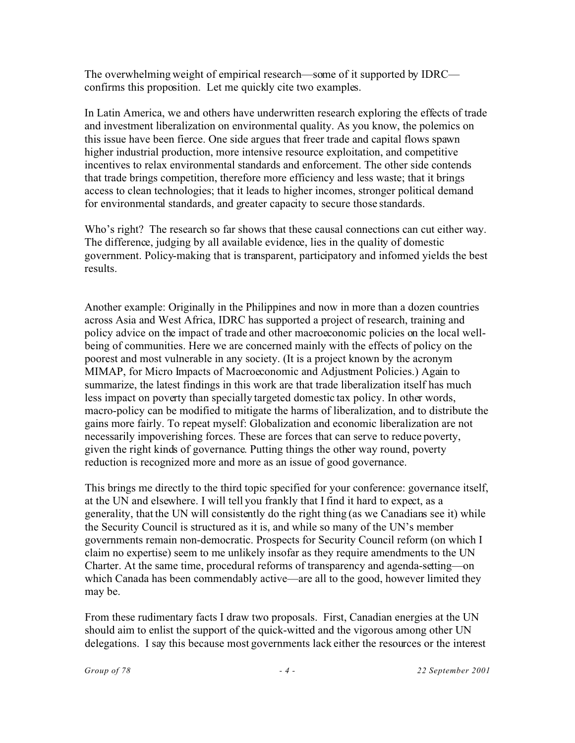The overwhelming weight of empirical research—some of it supported by IDRC—confirms this proposition. Let me quickly cite two examples.

In Latin America, we and others have underwritten research exploring the effects of trade and investment liberalization on environmental quality. As you know, the polemics on this issue have been fierce. One side argues that freer trade and capital flows spawn higher industrial production, more intensive resource exploitation, and competitive incentives to relax environmental standards and enforcement. The other side contends that trade brings competition, therefore more efficiency and less waste; that it brings access to clean technologies; that it leads to higher incomes, stronger political demand for environmental standards, and greater capacity to secure those standards.

Who's right? The research so far shows that these causal connections can cut either way. The difference, judging by all available evidence, lies in the quality of domestic government. Policy-making that is transparent, participatory and informed yields the best results.

Another example: Originally in the Philippines and now in more than a dozen countries across Asia and West Africa, IDRC has supported a project of research, training and policy advice on the impact of trade and other macroeconomic policies on the local well-being of communities. Here we are concerned mainly with the effects of policy on the poorest and most vulnerable in any society. (It is a project known by the acronym MIMAP, for Micro Impacts of Macroeconomic and Adjustment Policies.) Again to summarize, the latest findings in this work are that trade liberalization itself has much less impact on poverty than specially targeted domestic tax policy. In other words, macro-policy can be modified to mitigate the harms of liberalization, and to distribute the gains more fairly. To repeat myself: Globalization and economic liberalization are not necessarily impoverishing forces. These are forces that can serve to reduce poverty, given the right kinds of governance. Putting things the other way round, poverty reduction is recognized more and more as an issue of good governance.

This brings me directly to the third topic specified for your conference: governance itself, at the UN and elsewhere. I will tell you frankly that I find it hard to expect, as a generality, that the UN will consistently do the right thing (as we Canadians see it) while the Security Council is structured as it is, and while so many of the UN's member governments remain non-democratic. Prospects for Security Council reform (on which I claim no expertise) seem to me unlikely insofar as they require amendments to the UN Charter. At the same time, procedural reforms of transparency and agenda-setting—on which Canada has been commendably active—are all to the good, however limited they may be.

From these rudimentary facts I draw two proposals. First, Canadian energies at the UN should aim to enlist the support of the quick-witted and the vigorous among other UN delegations. I say this because most governments lack either the resources or the interest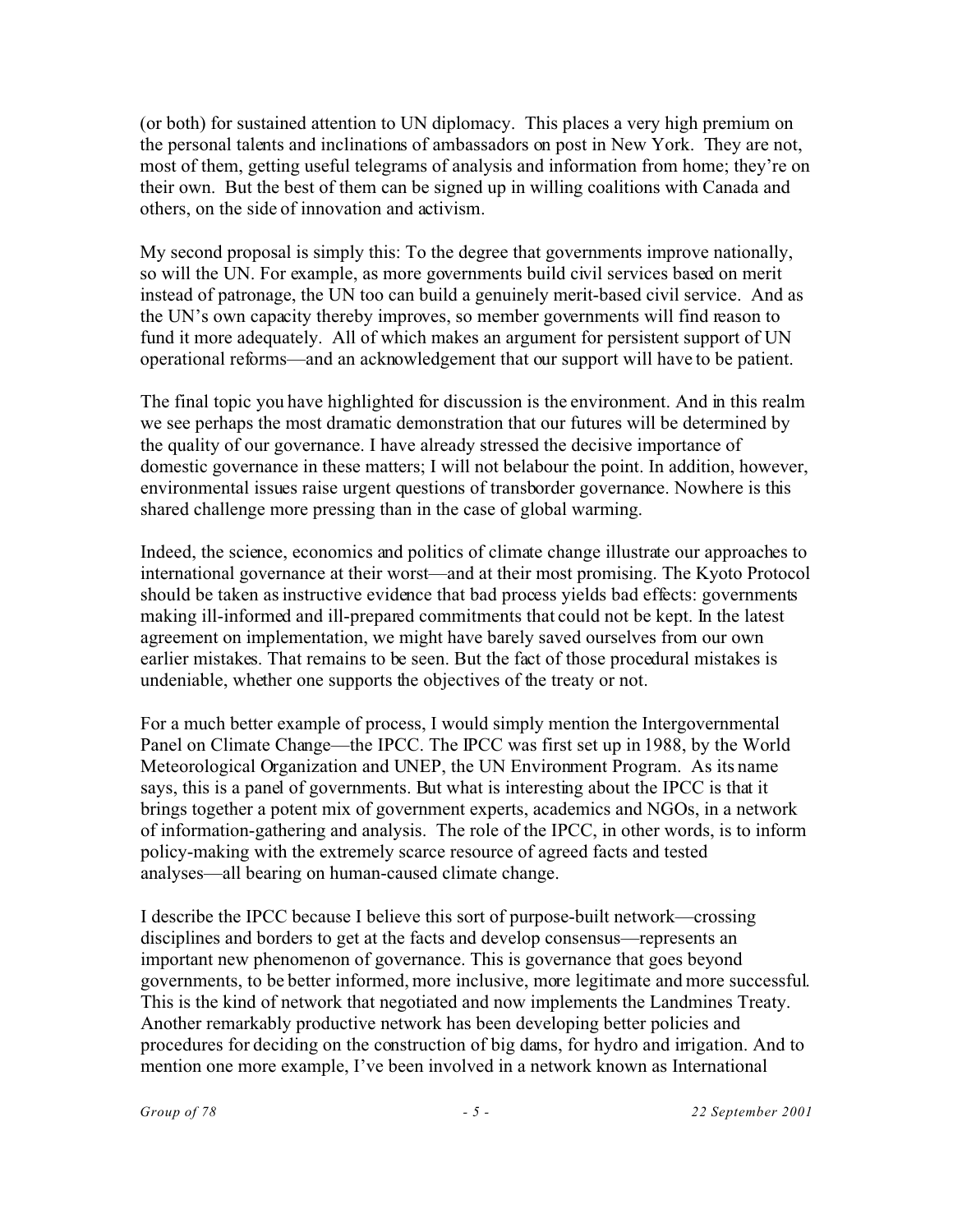(or both) for sustained attention to UN diplomacy. This places a very high premium on the personal talents and inclinations of ambassadors on post in New York. They are not, most of them, getting useful telegrams of analysis and information from home; they're on their own. But the best of them can be signed up in willing coalitions with Canada and others, on the side of innovation and activism.

My second proposal is simply this: To the degree that governments improve nationally, so will the UN. For example, as more governments build civil services based on merit instead of patronage, the UN too can build a genuinely merit-based civil service. And as the UN's own capacity thereby improves, so member governments will find reason to fund it more adequately. All of which makes an argument for persistent support of UN operational reforms—and an acknowledgement that our support will have to be patient.

The final topic you have highlighted for discussion is the environment. And in this realm we see perhaps the most dramatic demonstration that our futures will be determined by the quality of our governance. I have already stressed the decisive importance of domestic governance in these matters; I will not belabour the point. In addition, however, environmental issues raise urgent questions of transborder governance. Nowhere is this shared challenge more pressing than in the case of global warming.

Indeed, the science, economics and politics of climate change illustrate our approaches to international governance at their worst—and at their most promising. The Kyoto Protocol should be taken as instructive evidence that bad process yields bad effects: governments making ill-informed and ill-prepared commitments that could not be kept. In the latest agreement on implementation, we might have barely saved ourselves from our own earlier mistakes. That remains to be seen. But the fact of those procedural mistakes is undeniable, whether one supports the objectives of the treaty or not.

For a much better example of process, I would simply mention the Intergovernmental Panel on Climate Change—the IPCC. The IPCC was first set up in 1988, by the World Meteorological Organization and UNEP, the UN Environment Program. As its name says, this is a panel of governments. But what is interesting about the IPCC is that it brings together a potent mix of government experts, academics and NGOs, in a network of information-gathering and analysis. The role of the IPCC, in other words, is to inform policy-making with the extremely scarce resource of agreed facts and tested analyses—all bearing on human-caused climate change.

I describe the IPCC because I believe this sort of purpose-built network—crossing disciplines and borders to get at the facts and develop consensus—represents an important new phenomenon of governance. This is governance that goes beyond governments, to be better informed, more inclusive, more legitimate and more successful. This is the kind of network that negotiated and now implements the Landmines Treaty. Another remarkably productive network has been developing better policies and procedures for deciding on the construction of big dams, for hydro and irrigation. And to mention one more example, I've been involved in a network known as International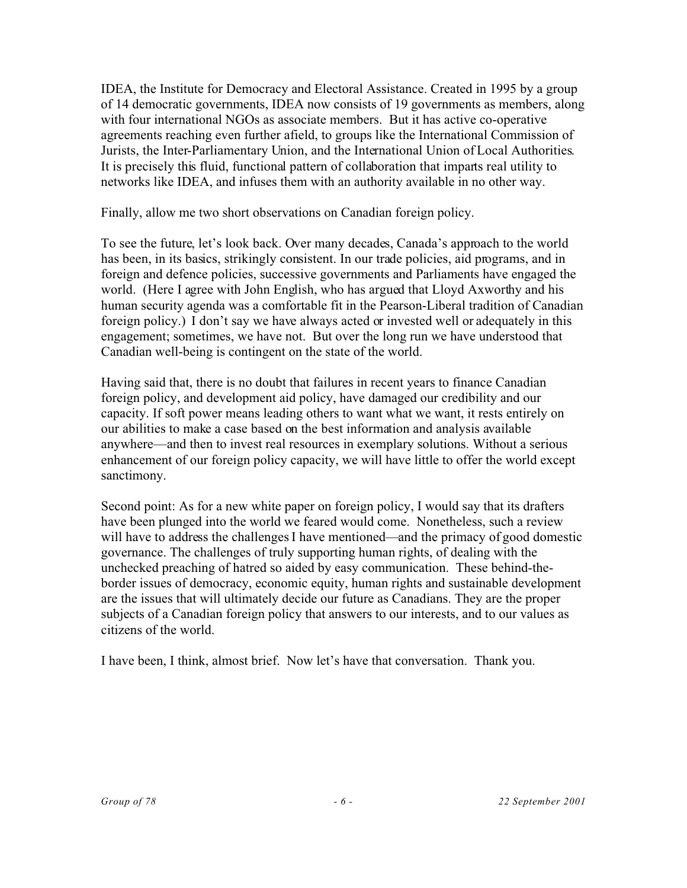IDEA, the Institute for Democracy and Electoral Assistance. Created in 1995 by a group of 14 democratic governments, IDEA now consists of 19 governments as members, along with four international NGOs as associate members. But it has active co-operative agreements reaching even further afield, to groups like the International Commission of Jurists, the Inter-Parliamentary Union, and the International Union of Local Authorities. It is precisely this fluid, functional pattern of collaboration that imparts real utility to networks like IDEA, and infuses them with an authority available in no other way.

Finally, allow me two short observations on Canadian foreign policy.

To see the future, let's look back. Over many decades, Canada's approach to the world has been, in its basics, strikingly consistent. In our trade policies, aid programs, and in foreign and defence policies, successive governments and Parliaments have engaged the world. (Here I agree with John English, who has argued that Lloyd Axworthy and his human security agenda was a comfortable fit in the Pearson-Liberal tradition of Canadian foreign policy.) I don't say we have always acted or invested well or adequately in this engagement; sometimes, we have not. But over the long run we have understood that Canadian well-being is contingent on the state of the world.

Having said that, there is no doubt that failures in recent years to finance Canadian foreign policy, and development aid policy, have damaged our credibility and our capacity. If soft power means leading others to want what we want, it rests entirely on our abilities to make a case based on the best information and analysis available anywhere—and then to invest real resources in exemplary solutions. Without a serious enhancement of our foreign policy capacity, we will have little to offer the world except sanctimony.

Second point: As for a new white paper on foreign policy, I would say that its drafters have been plunged into the world we feared would come. Nonetheless, such a review will have to address the challenges I have mentioned—and the primacy of good domestic governance. The challenges of truly supporting human rights, of dealing with the unchecked preaching of hatred so aided by easy communication. These behind-the-border issues of democracy, economic equity, human rights and sustainable development are the issues that will ultimately decide our future as Canadians. They are the proper subjects of a Canadian foreign policy that answers to our interests, and to our values as citizens of the world.

I have been, I think, almost brief. Now let's have that conversation. Thank you.